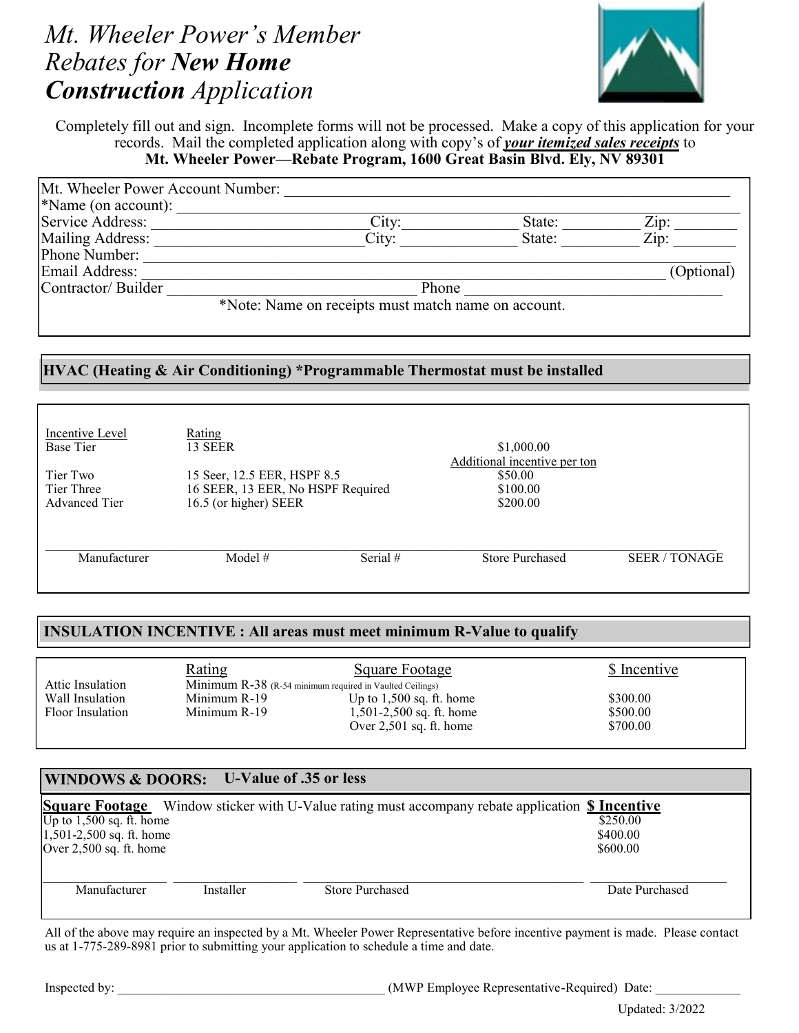# *Mt. Wheeler Power's Member Rebates for* ***New Home Construction*** *Application*

Completely fill out and sign. Incomplete forms will not be processed. Make a copy of this application for your records. Mail the completed application along with copy's of ***your itemized sales receipts*** to
**Mt. Wheeler Power—Rebate Program, 1600 Great Basin Blvd. Ely, NV 89301**

Mt. Wheeler Power Account Number: ______________________________

*Name (on account): ______________________________

Service Address: ______________ City: ______________ State: ________ Zip: ________

Mailing Address: ______________ City: ______________ State: ________ Zip: ________

Phone Number: ______________________________

Email Address: ______________________________ (Optional)

Contractor/ Builder ______________________ Phone ______________________

*Note: Name on receipts must match name on account.

## HVAC (Heating & Air Conditioning) *Programmable Thermostat must be installed

| Incentive Level | Rating | |
|---|---|---|
| Base Tier | 13 SEER | $1,000.00 |
| | | Additional incentive per ton |
| Tier Two | 15 Seer, 12.5 EER, HSPF 8.5 | $50.00 |
| Tier Three | 16 SEER, 13 EER, No HSPF Required | $100.00 |
| Advanced Tier | 16.5 (or higher) SEER | $200.00 |

| Manufacturer | Model # | Serial # | Store Purchased | SEER / TONAGE |
|---|---|---|---|---|
| | | | | |

## INSULATION INCENTIVE : All areas must meet minimum R-Value to qualify

| | Rating | Square Footage | $ Incentive |
|---|---|---|---|
| Attic Insulation | Minimum R-38 (R-54 minimum required in Vaulted Ceilings) | | |
| Wall Insulation | Minimum R-19 | Up to 1,500 sq. ft. home | $300.00 |
| Floor Insulation | Minimum R-19 | 1,501-2,500 sq. ft. home | $500.00 |
| | | Over 2,501 sq. ft. home | $700.00 |

## WINDOWS & DOORS: U-Value of .35 or less

| Square Footage | Window sticker with U-Value rating must accompany rebate application | $ Incentive |
|---|---|---|
| Up to 1,500 sq. ft. home | | $250.00 |
| 1,501-2,500 sq. ft. home | | $400.00 |
| Over 2,500 sq. ft. home | | $600.00 |

| Manufacturer | Installer | Store Purchased | Date Purchased |
|---|---|---|---|
| | | | |

All of the above may require an inspected by a Mt. Wheeler Power Representative before incentive payment is made. Please contact us at 1-775-289-8981 prior to submitting your application to schedule a time and date.

Inspected by: ______________________________ (MWP Employee Representative-Required) Date: ____________

Updated: 3/2022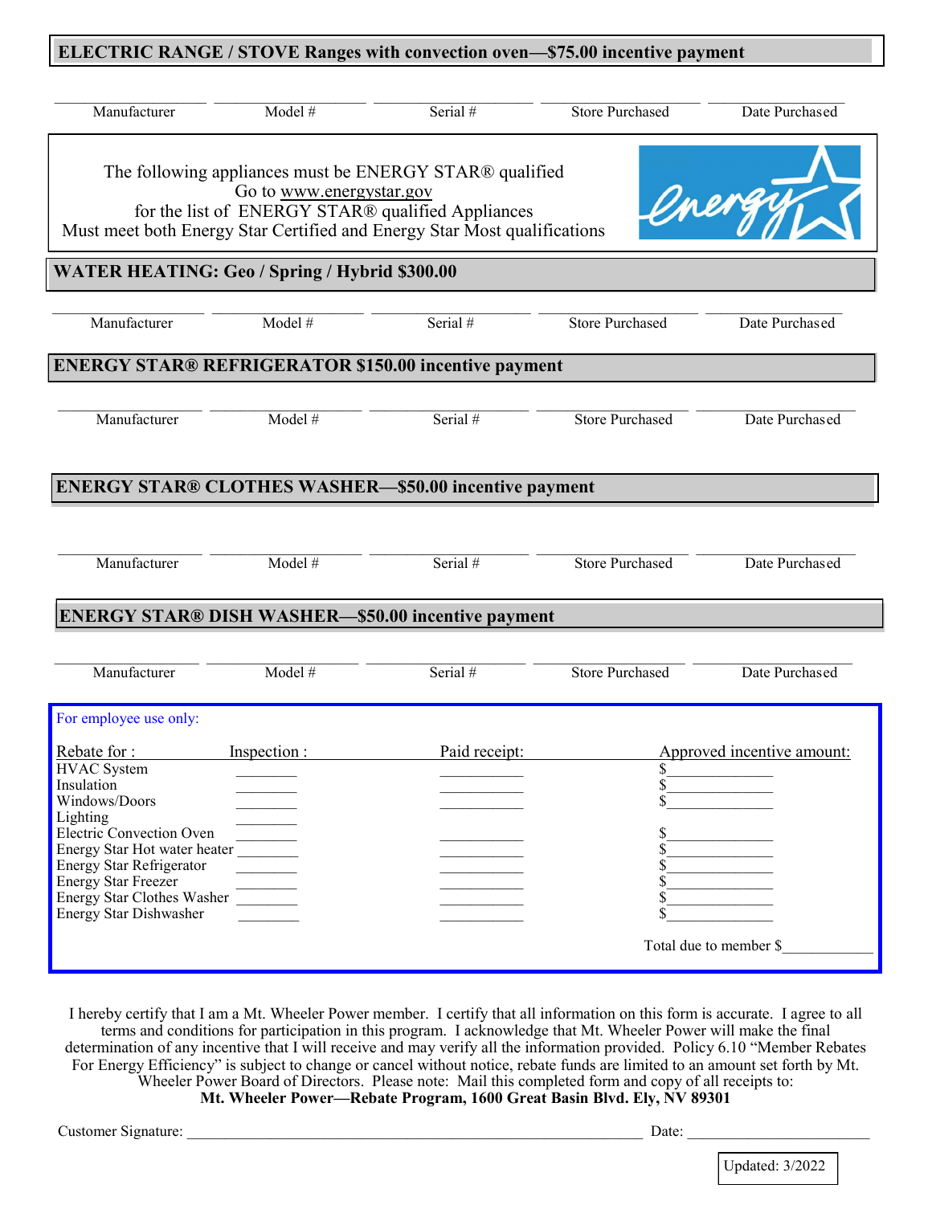**ELECTRIC RANGE / STOVE Ranges with convection oven—$75.00 incentive payment**

| Manufacturer | Model # | Serial # | Store Purchased | Date Purchased |
|---|---|---|---|---|
| | | | | |

The following appliances must be ENERGY STAR® qualified
Go to www.energystar.gov
for the list of ENERGY STAR® qualified Appliances
Must meet both Energy Star Certified and Energy Star Most qualifications

**WATER HEATING: Geo / Spring / Hybrid $300.00**

| Manufacturer | Model # | Serial # | Store Purchased | Date Purchased |
|---|---|---|---|---|
| | | | | |

**ENERGY STAR® REFRIGERATOR $150.00 incentive payment**

| Manufacturer | Model # | Serial # | Store Purchased | Date Purchased |
|---|---|---|---|---|
| | | | | |

**ENERGY STAR® CLOTHES WASHER—$50.00 incentive payment**

| Manufacturer | Model # | Serial # | Store Purchased | Date Purchased |
|---|---|---|---|---|
| | | | | |

**ENERGY STAR® DISH WASHER—$50.00 incentive payment**

| Manufacturer | Model # | Serial # | Store Purchased | Date Purchased |
|---|---|---|---|---|
| | | | | |

For employee use only:

| Rebate for : | Inspection : | Paid receipt: | Approved incentive amount: |
|---|---|---|---|
| HVAC System | ________ | ___________ | $_____________ |
| Insulation | ________ | ___________ | $_____________ |
| Windows/Doors | ________ | ___________ | $_____________ |
| Lighting | ________ | | |
| Electric Convection Oven | ________ | ___________ | $_____________ |
| Energy Star Hot water heater | ________ | ___________ | $_____________ |
| Energy Star Refrigerator | ________ | ___________ | $_____________ |
| Energy Star Freezer | ________ | ___________ | $_____________ |
| Energy Star Clothes Washer | ________ | ___________ | $_____________ |
| Energy Star Dishwasher | ________ | ___________ | $_____________ |

Total due to member $___________

I hereby certify that I am a Mt. Wheeler Power member. I certify that all information on this form is accurate. I agree to all terms and conditions for participation in this program. I acknowledge that Mt. Wheeler Power will make the final determination of any incentive that I will receive and may verify all the information provided. Policy 6.10 "Member Rebates For Energy Efficiency" is subject to change or cancel without notice, rebate funds are limited to an amount set forth by Mt. Wheeler Power Board of Directors. Please note: Mail this completed form and copy of all receipts to:
**Mt. Wheeler Power—Rebate Program, 1600 Great Basin Blvd. Ely, NV 89301**

Customer Signature: ____________________________________________ Date: ____________________

Updated: 3/2022